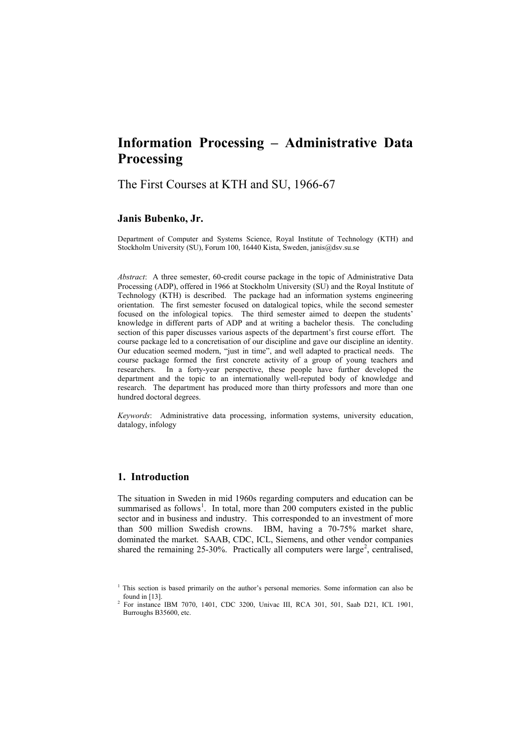# Information Processing – Administrative Data Processing

## The First Courses at KTH and SU, 1966-67

**Janis Bubenko, Jr.**

Department of Computer and Systems Science, Royal Institute of Technology (KTH) and Stockholm University (SU), Forum 100, 16440 Kista, Sweden, janis@dsv.su.se

*Abstract*: A three semester, 60-credit course package in the topic of Administrative Data Processing (ADP), offered in 1966 at Stockholm University (SU) and the Royal Institute of Technology (KTH) is described. The package had an information systems engineering orientation. The first semester focused on datalogical topics, while the second semester focused on the infological topics. The third semester aimed to deepen the students' knowledge in different parts of ADP and at writing a bachelor thesis. The concluding section of this paper discusses various aspects of the department's first course effort. The course package led to a concretisation of our discipline and gave our discipline an identity. Our education seemed modern, "just in time", and well adapted to practical needs. The course package formed the first concrete activity of a group of young teachers and researchers. In a forty-year perspective, these people have further developed the department and the topic to an internationally well-reputed body of knowledge and research. The department has produced more than thirty professors and more than one hundred doctoral degrees.

*Keywords*: Administrative data processing, information systems, university education, datalogy, infology

## 1. Introduction

The situation in Sweden in mid 1960s regarding computers and education can be summarised as follows[1]. In total, more than 200 computers existed in the public sector and in business and industry. This corresponded to an investment of more than 500 million Swedish crowns. IBM, having a 70-75% market share, dominated the market. SAAB, CDC, ICL, Siemens, and other vendor companies shared the remaining 25-30%. Practically all computers were large[2], centralised,

[1] This section is based primarily on the author's personal memories. Some information can also be found in [13].

[2] For instance IBM 7070, 1401, CDC 3200, Univac III, RCA 301, 501, Saab D21, ICL 1901, Burroughs B35600, etc.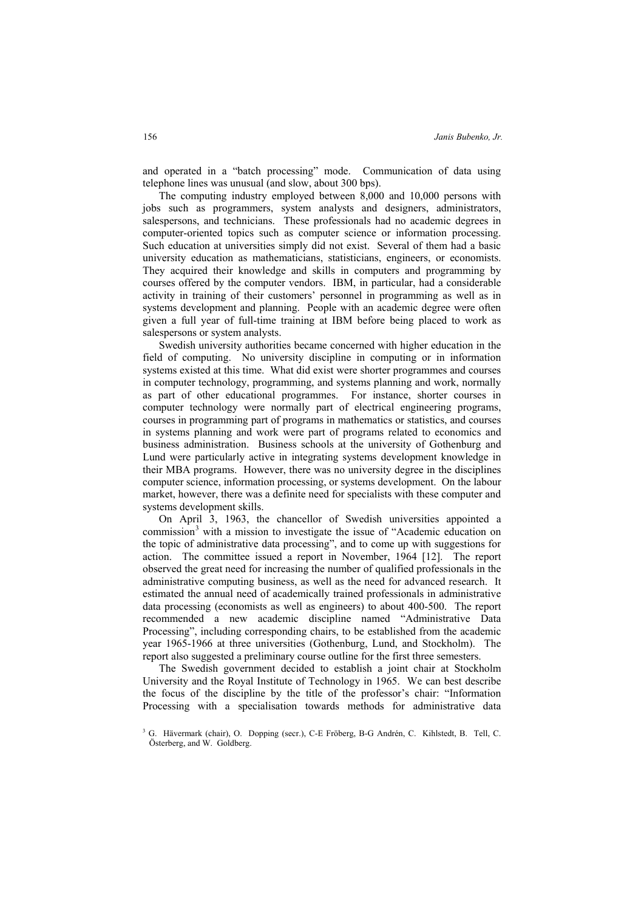and operated in a "batch processing" mode. Communication of data using telephone lines was unusual (and slow, about 300 bps).

The computing industry employed between 8,000 and 10,000 persons with jobs such as programmers, system analysts and designers, administrators, salespersons, and technicians. These professionals had no academic degrees in computer-oriented topics such as computer science or information processing. Such education at universities simply did not exist. Several of them had a basic university education as mathematicians, statisticians, engineers, or economists. They acquired their knowledge and skills in computers and programming by courses offered by the computer vendors. IBM, in particular, had a considerable activity in training of their customers' personnel in programming as well as in systems development and planning. People with an academic degree were often given a full year of full-time training at IBM before being placed to work as salespersons or system analysts.

Swedish university authorities became concerned with higher education in the field of computing. No university discipline in computing or in information systems existed at this time. What did exist were shorter programmes and courses in computer technology, programming, and systems planning and work, normally as part of other educational programmes. For instance, shorter courses in computer technology were normally part of electrical engineering programs, courses in programming part of programs in mathematics or statistics, and courses in systems planning and work were part of programs related to economics and business administration. Business schools at the university of Gothenburg and Lund were particularly active in integrating systems development knowledge in their MBA programs. However, there was no university degree in the disciplines computer science, information processing, or systems development. On the labour market, however, there was a definite need for specialists with these computer and systems development skills.

On April 3, 1963, the chancellor of Swedish universities appointed a commission[3] with a mission to investigate the issue of "Academic education on the topic of administrative data processing", and to come up with suggestions for action. The committee issued a report in November, 1964 [12]. The report observed the great need for increasing the number of qualified professionals in the administrative computing business, as well as the need for advanced research. It estimated the annual need of academically trained professionals in administrative data processing (economists as well as engineers) to about 400-500. The report recommended a new academic discipline named "Administrative Data Processing", including corresponding chairs, to be established from the academic year 1965-1966 at three universities (Gothenburg, Lund, and Stockholm). The report also suggested a preliminary course outline for the first three semesters.

The Swedish government decided to establish a joint chair at Stockholm University and the Royal Institute of Technology in 1965. We can best describe the focus of the discipline by the title of the professor's chair: "Information Processing with a specialisation towards methods for administrative data

[3] G. Hävermark (chair), O. Dopping (secr.), C-E Fröberg, B-G Andrén, C. Kihlstedt, B. Tell, C. Österberg, and W. Goldberg.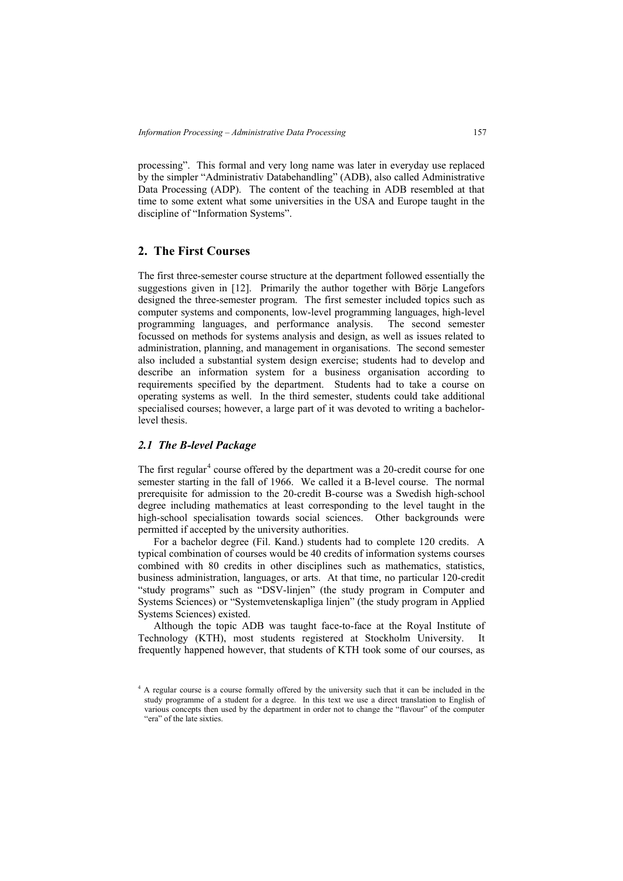processing". This formal and very long name was later in everyday use replaced by the simpler "Administrativ Databehandling" (ADB), also called Administrative Data Processing (ADP). The content of the teaching in ADB resembled at that time to some extent what some universities in the USA and Europe taught in the discipline of "Information Systems".

## 2. The First Courses

The first three-semester course structure at the department followed essentially the suggestions given in [12]. Primarily the author together with Börje Langefors designed the three-semester program. The first semester included topics such as computer systems and components, low-level programming languages, high-level programming languages, and performance analysis. The second semester focussed on methods for systems analysis and design, as well as issues related to administration, planning, and management in organisations. The second semester also included a substantial system design exercise; students had to develop and describe an information system for a business organisation according to requirements specified by the department. Students had to take a course on operating systems as well. In the third semester, students could take additional specialised courses; however, a large part of it was devoted to writing a bachelor-level thesis.

### *2.1 The B-level Package*

The first regular[4] course offered by the department was a 20-credit course for one semester starting in the fall of 1966. We called it a B-level course. The normal prerequisite for admission to the 20-credit B-course was a Swedish high-school degree including mathematics at least corresponding to the level taught in the high-school specialisation towards social sciences. Other backgrounds were permitted if accepted by the university authorities.

For a bachelor degree (Fil. Kand.) students had to complete 120 credits. A typical combination of courses would be 40 credits of information systems courses combined with 80 credits in other disciplines such as mathematics, statistics, business administration, languages, or arts. At that time, no particular 120-credit "study programs" such as "DSV-linjen" (the study program in Computer and Systems Sciences) or "Systemvetenskapliga linjen" (the study program in Applied Systems Sciences) existed.

Although the topic ADB was taught face-to-face at the Royal Institute of Technology (KTH), most students registered at Stockholm University. It frequently happened however, that students of KTH took some of our courses, as

[4] A regular course is a course formally offered by the university such that it can be included in the study programme of a student for a degree. In this text we use a direct translation to English of various concepts then used by the department in order not to change the "flavour" of the computer "era" of the late sixties.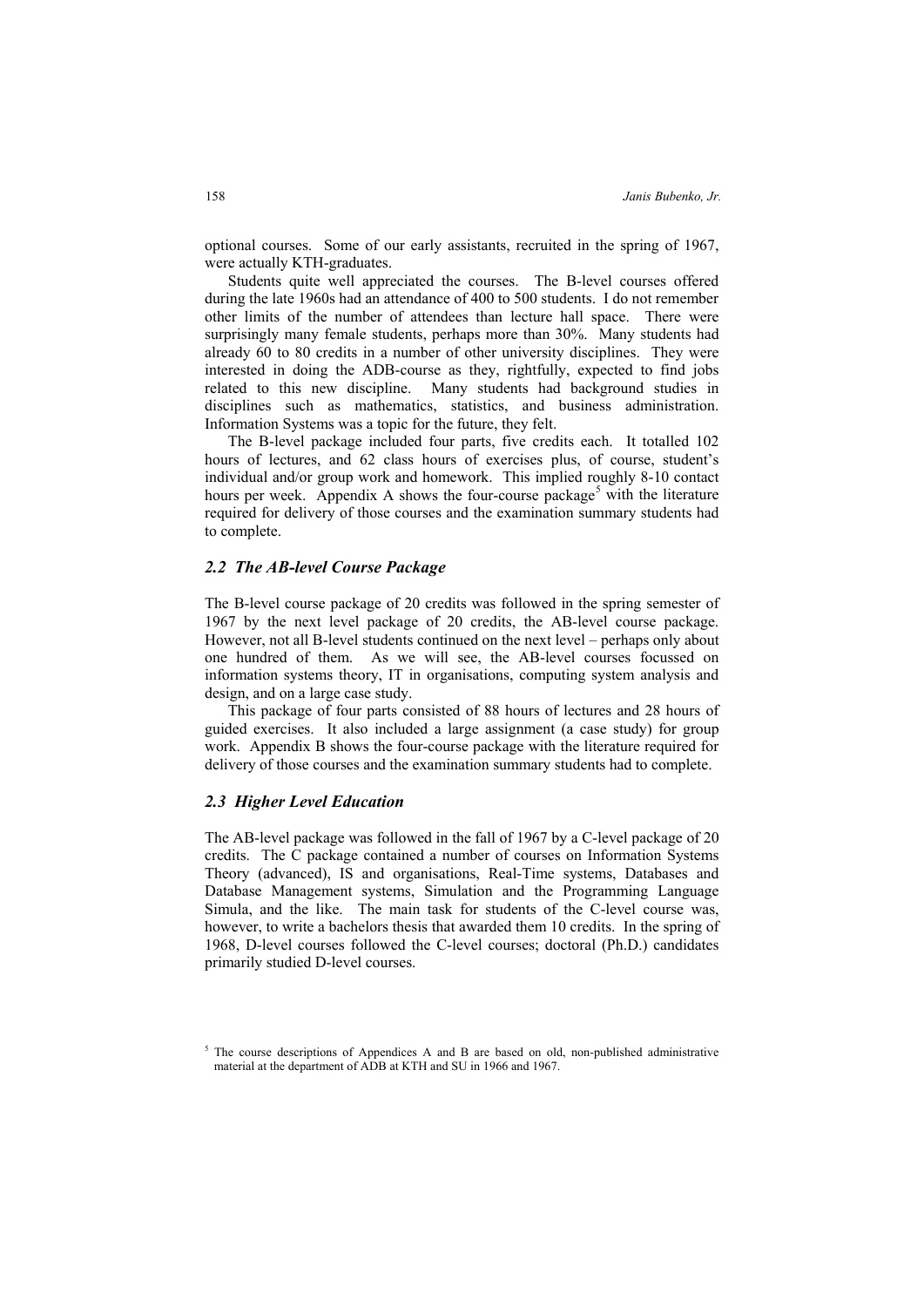optional courses. Some of our early assistants, recruited in the spring of 1967, were actually KTH-graduates.

Students quite well appreciated the courses. The B-level courses offered during the late 1960s had an attendance of 400 to 500 students. I do not remember other limits of the number of attendees than lecture hall space. There were surprisingly many female students, perhaps more than 30%. Many students had already 60 to 80 credits in a number of other university disciplines. They were interested in doing the ADB-course as they, rightfully, expected to find jobs related to this new discipline. Many students had background studies in disciplines such as mathematics, statistics, and business administration. Information Systems was a topic for the future, they felt.

The B-level package included four parts, five credits each. It totalled 102 hours of lectures, and 62 class hours of exercises plus, of course, student's individual and/or group work and homework. This implied roughly 8-10 contact hours per week. Appendix A shows the four-course package[5] with the literature required for delivery of those courses and the examination summary students had to complete.

### *2.2 The AB-level Course Package*

The B-level course package of 20 credits was followed in the spring semester of 1967 by the next level package of 20 credits, the AB-level course package. However, not all B-level students continued on the next level – perhaps only about one hundred of them. As we will see, the AB-level courses focussed on information systems theory, IT in organisations, computing system analysis and design, and on a large case study.

This package of four parts consisted of 88 hours of lectures and 28 hours of guided exercises. It also included a large assignment (a case study) for group work. Appendix B shows the four-course package with the literature required for delivery of those courses and the examination summary students had to complete.

### *2.3 Higher Level Education*

The AB-level package was followed in the fall of 1967 by a C-level package of 20 credits. The C package contained a number of courses on Information Systems Theory (advanced), IS and organisations, Real-Time systems, Databases and Database Management systems, Simulation and the Programming Language Simula, and the like. The main task for students of the C-level course was, however, to write a bachelors thesis that awarded them 10 credits. In the spring of 1968, D-level courses followed the C-level courses; doctoral (Ph.D.) candidates primarily studied D-level courses.

---

[5] The course descriptions of Appendices A and B are based on old, non-published administrative material at the department of ADB at KTH and SU in 1966 and 1967.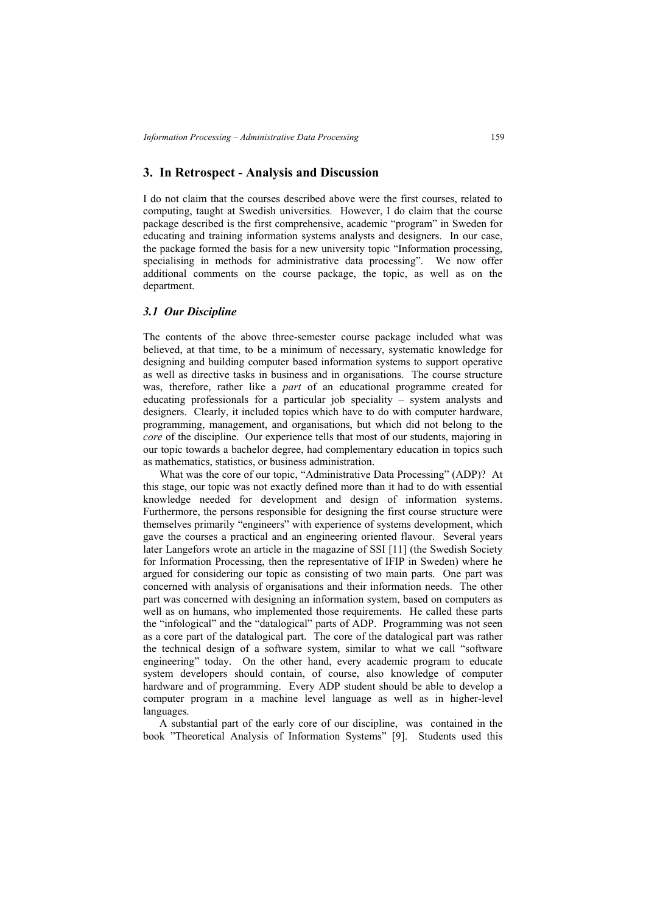## 3. In Retrospect - Analysis and Discussion

I do not claim that the courses described above were the first courses, related to computing, taught at Swedish universities. However, I do claim that the course package described is the first comprehensive, academic "program" in Sweden for educating and training information systems analysts and designers. In our case, the package formed the basis for a new university topic "Information processing, specialising in methods for administrative data processing". We now offer additional comments on the course package, the topic, as well as on the department.

### *3.1 Our Discipline*

The contents of the above three-semester course package included what was believed, at that time, to be a minimum of necessary, systematic knowledge for designing and building computer based information systems to support operative as well as directive tasks in business and in organisations. The course structure was, therefore, rather like a *part* of an educational programme created for educating professionals for a particular job speciality – system analysts and designers. Clearly, it included topics which have to do with computer hardware, programming, management, and organisations, but which did not belong to the *core* of the discipline. Our experience tells that most of our students, majoring in our topic towards a bachelor degree, had complementary education in topics such as mathematics, statistics, or business administration.

What was the core of our topic, "Administrative Data Processing" (ADP)? At this stage, our topic was not exactly defined more than it had to do with essential knowledge needed for development and design of information systems. Furthermore, the persons responsible for designing the first course structure were themselves primarily "engineers" with experience of systems development, which gave the courses a practical and an engineering oriented flavour. Several years later Langefors wrote an article in the magazine of SSI [11] (the Swedish Society for Information Processing, then the representative of IFIP in Sweden) where he argued for considering our topic as consisting of two main parts. One part was concerned with analysis of organisations and their information needs. The other part was concerned with designing an information system, based on computers as well as on humans, who implemented those requirements. He called these parts the "infological" and the "datalogical" parts of ADP. Programming was not seen as a core part of the datalogical part. The core of the datalogical part was rather the technical design of a software system, similar to what we call "software engineering" today. On the other hand, every academic program to educate system developers should contain, of course, also knowledge of computer hardware and of programming. Every ADP student should be able to develop a computer program in a machine level language as well as in higher-level languages.

A substantial part of the early core of our discipline, was contained in the book "Theoretical Analysis of Information Systems" [9]. Students used this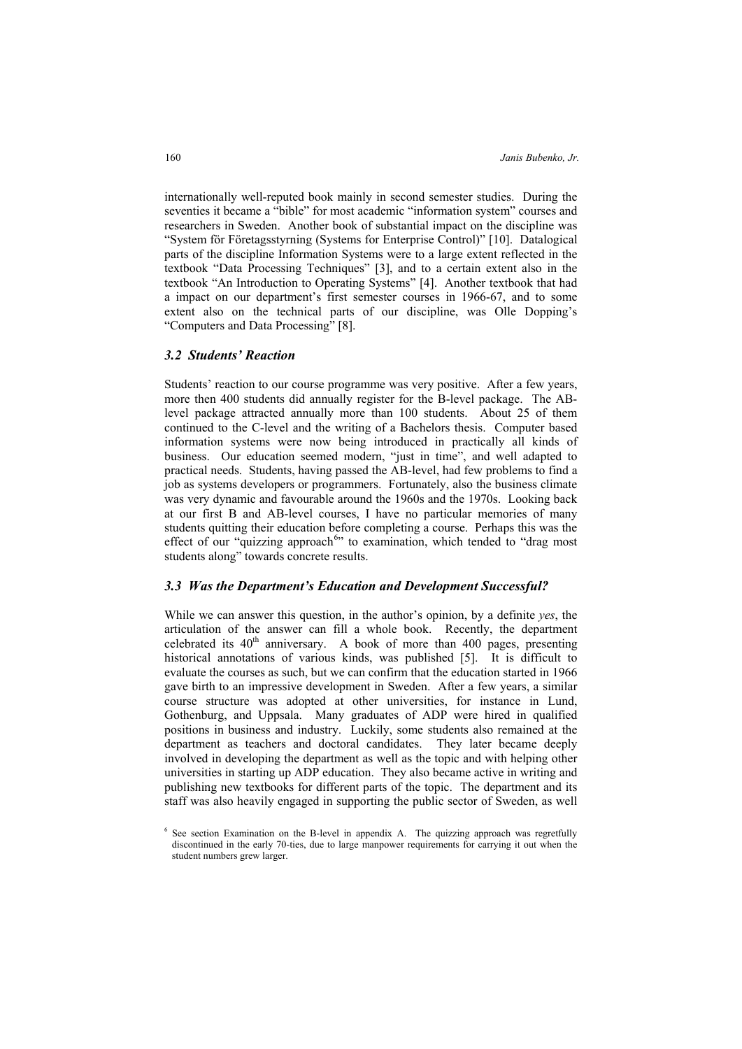internationally well-reputed book mainly in second semester studies. During the seventies it became a "bible" for most academic "information system" courses and researchers in Sweden. Another book of substantial impact on the discipline was "System för Företagsstyrning (Systems for Enterprise Control)" [10]. Datalogical parts of the discipline Information Systems were to a large extent reflected in the textbook "Data Processing Techniques" [3], and to a certain extent also in the textbook "An Introduction to Operating Systems" [4]. Another textbook that had a impact on our department's first semester courses in 1966-67, and to some extent also on the technical parts of our discipline, was Olle Dopping's "Computers and Data Processing" [8].

### *3.2 Students' Reaction*

Students' reaction to our course programme was very positive. After a few years, more then 400 students did annually register for the B-level package. The AB-level package attracted annually more than 100 students. About 25 of them continued to the C-level and the writing of a Bachelors thesis. Computer based information systems were now being introduced in practically all kinds of business. Our education seemed modern, "just in time", and well adapted to practical needs. Students, having passed the AB-level, had few problems to find a job as systems developers or programmers. Fortunately, also the business climate was very dynamic and favourable around the 1960s and the 1970s. Looking back at our first B and AB-level courses, I have no particular memories of many students quitting their education before completing a course. Perhaps this was the effect of our "quizzing approach[6]" to examination, which tended to "drag most students along" towards concrete results.

### *3.3 Was the Department's Education and Development Successful?*

While we can answer this question, in the author's opinion, by a definite *yes*, the articulation of the answer can fill a whole book. Recently, the department celebrated its 40th anniversary. A book of more than 400 pages, presenting historical annotations of various kinds, was published [5]. It is difficult to evaluate the courses as such, but we can confirm that the education started in 1966 gave birth to an impressive development in Sweden. After a few years, a similar course structure was adopted at other universities, for instance in Lund, Gothenburg, and Uppsala. Many graduates of ADP were hired in qualified positions in business and industry. Luckily, some students also remained at the department as teachers and doctoral candidates. They later became deeply involved in developing the department as well as the topic and with helping other universities in starting up ADP education. They also became active in writing and publishing new textbooks for different parts of the topic. The department and its staff was also heavily engaged in supporting the public sector of Sweden, as well

[6] See section Examination on the B-level in appendix A. The quizzing approach was regretfully discontinued in the early 70-ties, due to large manpower requirements for carrying it out when the student numbers grew larger.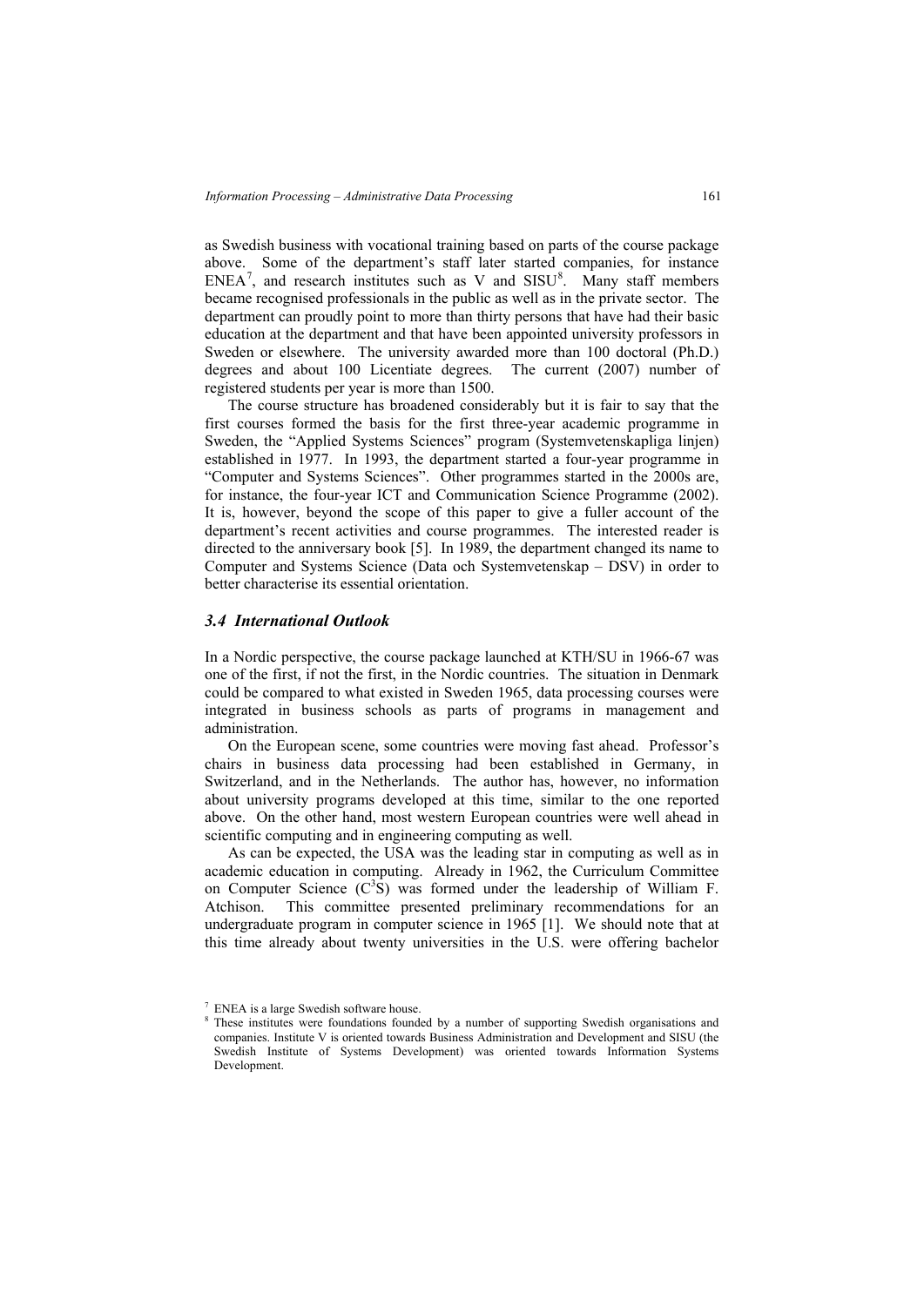as Swedish business with vocational training based on parts of the course package above. Some of the department's staff later started companies, for instance ENEA[7], and research institutes such as V and SISU[8]. Many staff members became recognised professionals in the public as well as in the private sector. The department can proudly point to more than thirty persons that have had their basic education at the department and that have been appointed university professors in Sweden or elsewhere. The university awarded more than 100 doctoral (Ph.D.) degrees and about 100 Licentiate degrees. The current (2007) number of registered students per year is more than 1500.

The course structure has broadened considerably but it is fair to say that the first courses formed the basis for the first three-year academic programme in Sweden, the "Applied Systems Sciences" program (Systemvetenskapliga linjen) established in 1977. In 1993, the department started a four-year programme in "Computer and Systems Sciences". Other programmes started in the 2000s are, for instance, the four-year ICT and Communication Science Programme (2002). It is, however, beyond the scope of this paper to give a fuller account of the department's recent activities and course programmes. The interested reader is directed to the anniversary book [5]. In 1989, the department changed its name to Computer and Systems Science (Data och Systemvetenskap – DSV) in order to better characterise its essential orientation.

### *3.4 International Outlook*

In a Nordic perspective, the course package launched at KTH/SU in 1966-67 was one of the first, if not the first, in the Nordic countries. The situation in Denmark could be compared to what existed in Sweden 1965, data processing courses were integrated in business schools as parts of programs in management and administration.

On the European scene, some countries were moving fast ahead. Professor's chairs in business data processing had been established in Germany, in Switzerland, and in the Netherlands. The author has, however, no information about university programs developed at this time, similar to the one reported above. On the other hand, most western European countries were well ahead in scientific computing and in engineering computing as well.

As can be expected, the USA was the leading star in computing as well as in academic education in computing. Already in 1962, the Curriculum Committee on Computer Science ($C^3S$) was formed under the leadership of William F. Atchison. This committee presented preliminary recommendations for an undergraduate program in computer science in 1965 [1]. We should note that at this time already about twenty universities in the U.S. were offering bachelor

[7] ENEA is a large Swedish software house.

[8] These institutes were foundations founded by a number of supporting Swedish organisations and companies. Institute V is oriented towards Business Administration and Development and SISU (the Swedish Institute of Systems Development) was oriented towards Information Systems Development.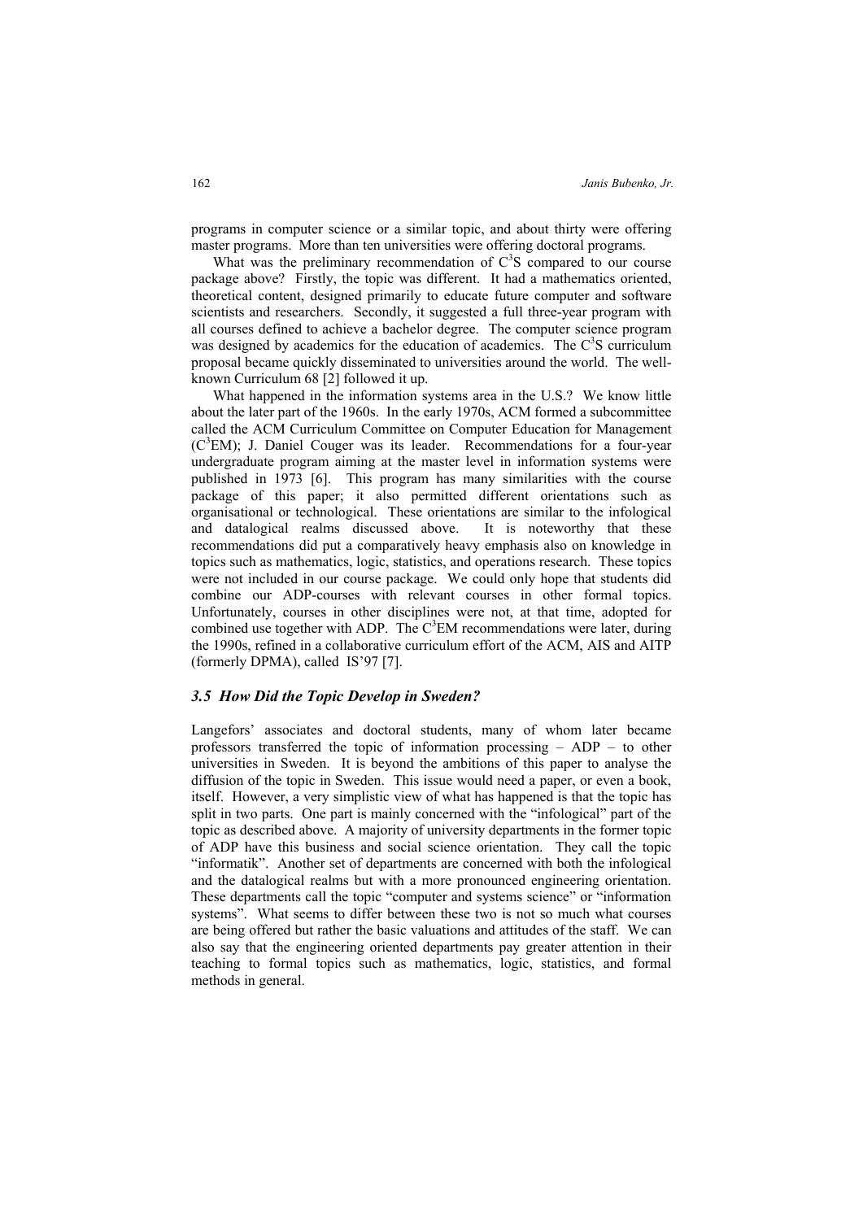programs in computer science or a similar topic, and about thirty were offering master programs. More than ten universities were offering doctoral programs.

What was the preliminary recommendation of $C^3S$ compared to our course package above? Firstly, the topic was different. It had a mathematics oriented, theoretical content, designed primarily to educate future computer and software scientists and researchers. Secondly, it suggested a full three-year program with all courses defined to achieve a bachelor degree. The computer science program was designed by academics for the education of academics. The $C^3S$ curriculum proposal became quickly disseminated to universities around the world. The well-known Curriculum 68 [2] followed it up.

What happened in the information systems area in the U.S.? We know little about the later part of the 1960s. In the early 1970s, ACM formed a subcommittee called the ACM Curriculum Committee on Computer Education for Management ($C^3EM$); J. Daniel Couger was its leader. Recommendations for a four-year undergraduate program aiming at the master level in information systems were published in 1973 [6]. This program has many similarities with the course package of this paper; it also permitted different orientations such as organisational or technological. These orientations are similar to the infological and datalogical realms discussed above. It is noteworthy that these recommendations did put a comparatively heavy emphasis also on knowledge in topics such as mathematics, logic, statistics, and operations research. These topics were not included in our course package. We could only hope that students did combine our ADP-courses with relevant courses in other formal topics. Unfortunately, courses in other disciplines were not, at that time, adopted for combined use together with ADP. The $C^3EM$ recommendations were later, during the 1990s, refined in a collaborative curriculum effort of the ACM, AIS and AITP (formerly DPMA), called IS'97 [7].

### *3.5 How Did the Topic Develop in Sweden?*

Langefors' associates and doctoral students, many of whom later became professors transferred the topic of information processing – ADP – to other universities in Sweden. It is beyond the ambitions of this paper to analyse the diffusion of the topic in Sweden. This issue would need a paper, or even a book, itself. However, a very simplistic view of what has happened is that the topic has split in two parts. One part is mainly concerned with the "infological" part of the topic as described above. A majority of university departments in the former topic of ADP have this business and social science orientation. They call the topic "informatik". Another set of departments are concerned with both the infological and the datalogical realms but with a more pronounced engineering orientation. These departments call the topic "computer and systems science" or "information systems". What seems to differ between these two is not so much what courses are being offered but rather the basic valuations and attitudes of the staff. We can also say that the engineering oriented departments pay greater attention in their teaching to formal topics such as mathematics, logic, statistics, and formal methods in general.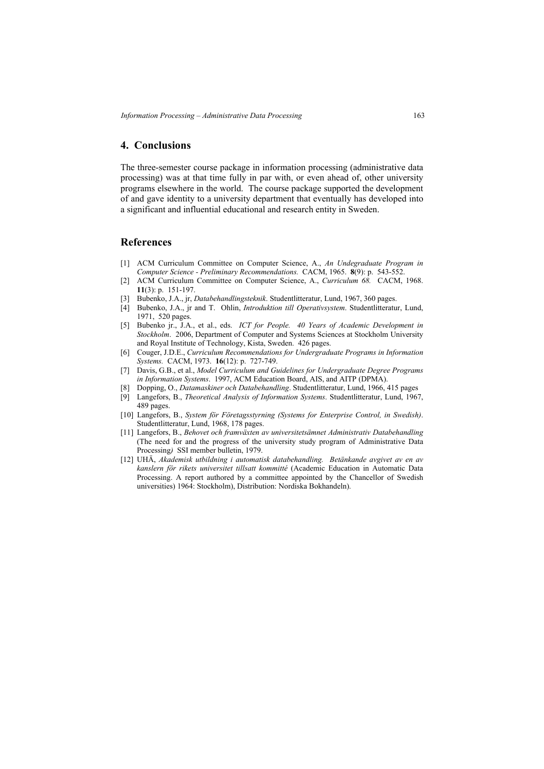## 4. Conclusions

The three-semester course package in information processing (administrative data processing) was at that time fully in par with, or even ahead of, other university programs elsewhere in the world. The course package supported the development of and gave identity to a university department that eventually has developed into a significant and influential educational and research entity in Sweden.

## References

[1] ACM Curriculum Committee on Computer Science, A., *An Undegraduate Program in Computer Science - Preliminary Recommendations.* CACM, 1965. **8**(9): p. 543-552.

[2] ACM Curriculum Committee on Computer Science, A., *Curriculum 68.* CACM, 1968. **11**(3): p. 151-197.

[3] Bubenko, J.A., jr, *Databehandlingsteknik*. Studentlitteratur, Lund, 1967, 360 pages.

[4] Bubenko, J.A., jr and T. Ohlin, *Introduktion till Operativsystem*. Studentlitteratur, Lund, 1971, 520 pages.

[5] Bubenko jr., J.A., et al., eds. *ICT for People. 40 Years of Academic Development in Stockholm*. 2006, Department of Computer and Systems Sciences at Stockholm University and Royal Institute of Technology, Kista, Sweden. 426 pages.

[6] Couger, J.D.E., *Curriculum Recommendations for Undergraduate Programs in Information Systems.* CACM, 1973. **16**(12): p. 727-749.

[7] Davis, G.B., et al., *Model Curriculum and Guidelines for Undergraduate Degree Programs in Information Systems*. 1997, ACM Education Board, AIS, and AITP (DPMA).

[8] Dopping, O., *Datamaskiner och Databehandling*. Studentlitteratur, Lund, 1966, 415 pages

[9] Langefors, B., *Theoretical Analysis of Information Systems*. Studentlitteratur, Lund, 1967, 489 pages.

[10] Langefors, B., *System för Företagsstyrning (Systems for Enterprise Control, in Swedish)*. Studentlitteratur, Lund, 1968, 178 pages.

[11] Langefors, B., *Behovet och framväxten av universitetsämnet Administrativ Databehandling* (The need for and the progress of the university study program of Administrative Data Processing*)* SSI member bulletin, 1979.

[12] UHÄ, *Akademisk utbildning i automatisk databehandling. Betänkande avgivet av en av kanslern för rikets universitet tillsatt kommitté* (Academic Education in Automatic Data Processing. A report authored by a committee appointed by the Chancellor of Swedish universities) 1964: Stockholm), Distribution: Nordiska Bokhandeln).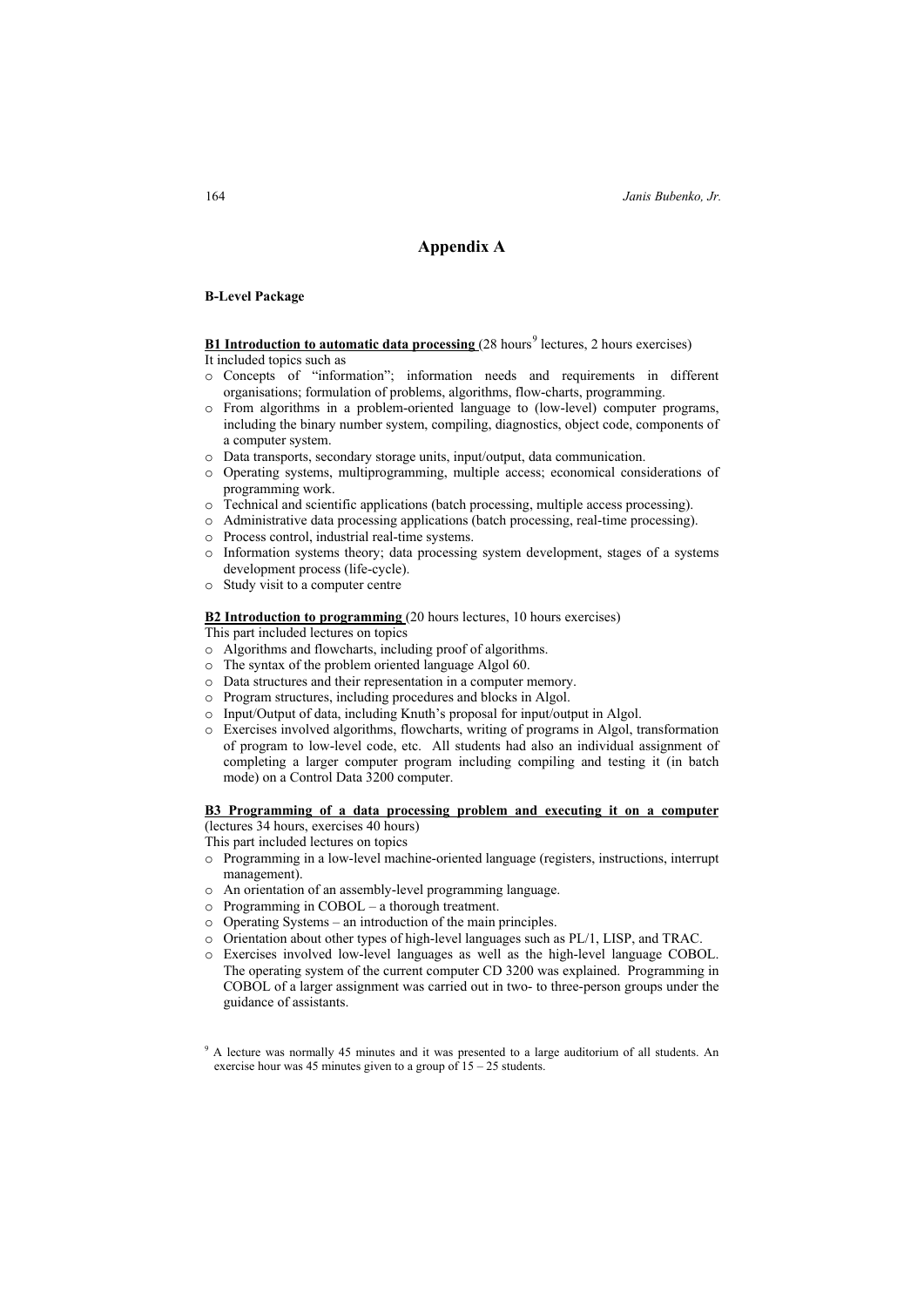# Appendix A

**B-Level Package**

**B1 Introduction to automatic data processing** (28 hours[9] lectures, 2 hours exercises)
It included topics such as

- Concepts of "information"; information needs and requirements in different organisations; formulation of problems, algorithms, flow-charts, programming.
- From algorithms in a problem-oriented language to (low-level) computer programs, including the binary number system, compiling, diagnostics, object code, components of a computer system.
- Data transports, secondary storage units, input/output, data communication.
- Operating systems, multiprogramming, multiple access; economical considerations of programming work.
- Technical and scientific applications (batch processing, multiple access processing).
- Administrative data processing applications (batch processing, real-time processing).
- Process control, industrial real-time systems.
- Information systems theory; data processing system development, stages of a systems development process (life-cycle).
- Study visit to a computer centre

**B2 Introduction to programming** (20 hours lectures, 10 hours exercises)
This part included lectures on topics

- Algorithms and flowcharts, including proof of algorithms.
- The syntax of the problem oriented language Algol 60.
- Data structures and their representation in a computer memory.
- Program structures, including procedures and blocks in Algol.
- Input/Output of data, including Knuth's proposal for input/output in Algol.
- Exercises involved algorithms, flowcharts, writing of programs in Algol, transformation of program to low-level code, etc. All students had also an individual assignment of completing a larger computer program including compiling and testing it (in batch mode) on a Control Data 3200 computer.

**B3 Programming of a data processing problem and executing it on a computer** (lectures 34 hours, exercises 40 hours)
This part included lectures on topics

- Programming in a low-level machine-oriented language (registers, instructions, interrupt management).
- An orientation of an assembly-level programming language.
- Programming in COBOL – a thorough treatment.
- Operating Systems – an introduction of the main principles.
- Orientation about other types of high-level languages such as PL/1, LISP, and TRAC.
- Exercises involved low-level languages as well as the high-level language COBOL. The operating system of the current computer CD 3200 was explained. Programming in COBOL of a larger assignment was carried out in two- to three-person groups under the guidance of assistants.

[9] A lecture was normally 45 minutes and it was presented to a large auditorium of all students. An exercise hour was 45 minutes given to a group of 15 – 25 students.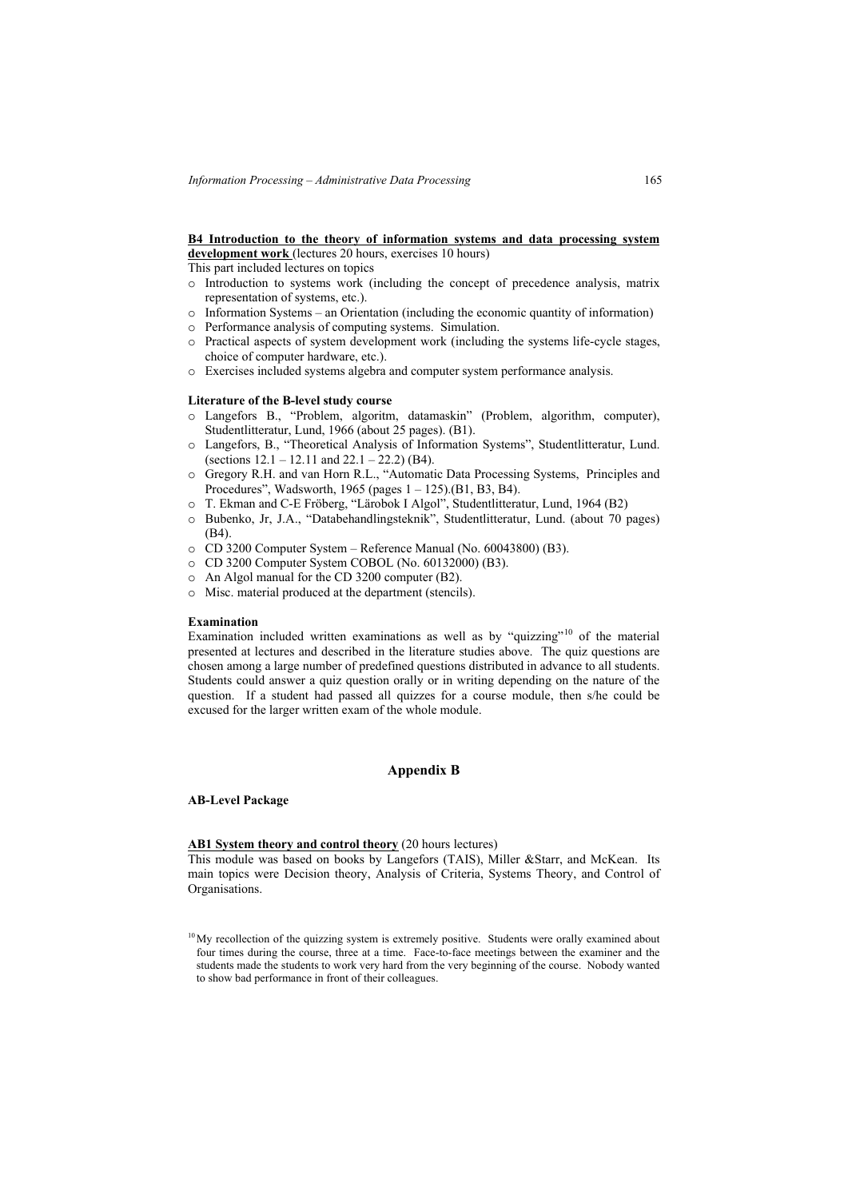**B4 Introduction to the theory of information systems and data processing system development work** (lectures 20 hours, exercises 10 hours)

This part included lectures on topics

- Introduction to systems work (including the concept of precedence analysis, matrix representation of systems, etc.).
- Information Systems – an Orientation (including the economic quantity of information)
- Performance analysis of computing systems. Simulation.
- Practical aspects of system development work (including the systems life-cycle stages, choice of computer hardware, etc.).
- Exercises included systems algebra and computer system performance analysis.

**Literature of the B-level study course**

- Langefors B., "Problem, algoritm, datamaskin" (Problem, algorithm, computer), Studentlitteratur, Lund, 1966 (about 25 pages). (B1).
- Langefors, B., "Theoretical Analysis of Information Systems", Studentlitteratur, Lund. (sections 12.1 – 12.11 and 22.1 – 22.2) (B4).
- Gregory R.H. and van Horn R.L., "Automatic Data Processing Systems, Principles and Procedures", Wadsworth, 1965 (pages 1 – 125).(B1, B3, B4).
- T. Ekman and C-E Fröberg, "Lärobok I Algol", Studentlitteratur, Lund, 1964 (B2)
- Bubenko, Jr, J.A., "Databehandlingsteknik", Studentlitteratur, Lund. (about 70 pages) (B4).
- CD 3200 Computer System – Reference Manual (No. 60043800) (B3).
- CD 3200 Computer System COBOL (No. 60132000) (B3).
- An Algol manual for the CD 3200 computer (B2).
- Misc. material produced at the department (stencils).

**Examination**

Examination included written examinations as well as by "quizzing"[10] of the material presented at lectures and described in the literature studies above. The quiz questions are chosen among a large number of predefined questions distributed in advance to all students. Students could answer a quiz question orally or in writing depending on the nature of the question. If a student had passed all quizzes for a course module, then s/he could be excused for the larger written exam of the whole module.

## Appendix B

**AB-Level Package**

**AB1 System theory and control theory** (20 hours lectures)

This module was based on books by Langefors (TAIS), Miller &Starr, and McKean. Its main topics were Decision theory, Analysis of Criteria, Systems Theory, and Control of Organisations.

[10] My recollection of the quizzing system is extremely positive. Students were orally examined about four times during the course, three at a time. Face-to-face meetings between the examiner and the students made the students to work very hard from the very beginning of the course. Nobody wanted to show bad performance in front of their colleagues.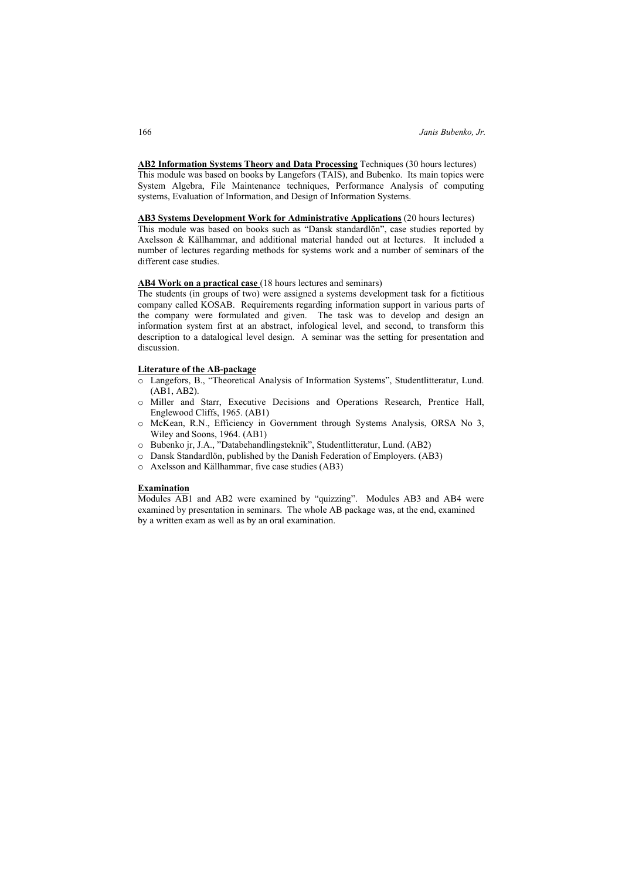**AB2 Information Systems Theory and Data Processing** Techniques (30 hours lectures)
This module was based on books by Langefors (TAIS), and Bubenko. Its main topics were System Algebra, File Maintenance techniques, Performance Analysis of computing systems, Evaluation of Information, and Design of Information Systems.

**AB3 Systems Development Work for Administrative Applications** (20 hours lectures)
This module was based on books such as "Dansk standardlön", case studies reported by Axelsson & Källhammar, and additional material handed out at lectures. It included a number of lectures regarding methods for systems work and a number of seminars of the different case studies.

**AB4 Work on a practical case** (18 hours lectures and seminars)
The students (in groups of two) were assigned a systems development task for a fictitious company called KOSAB. Requirements regarding information support in various parts of the company were formulated and given. The task was to develop and design an information system first at an abstract, infological level, and second, to transform this description to a datalogical level design. A seminar was the setting for presentation and discussion.

**Literature of the AB-package**

- Langefors, B., "Theoretical Analysis of Information Systems", Studentlitteratur, Lund. (AB1, AB2).
- Miller and Starr, Executive Decisions and Operations Research, Prentice Hall, Englewood Cliffs, 1965. (AB1)
- McKean, R.N., Efficiency in Government through Systems Analysis, ORSA No 3, Wiley and Soons, 1964. (AB1)
- Bubenko jr, J.A., "Databehandlingsteknik", Studentlitteratur, Lund. (AB2)
- Dansk Standardlön, published by the Danish Federation of Employers. (AB3)
- Axelsson and Källhammar, five case studies (AB3)

**Examination**
Modules AB1 and AB2 were examined by "quizzing". Modules AB3 and AB4 were examined by presentation in seminars. The whole AB package was, at the end, examined by a written exam as well as by an oral examination.